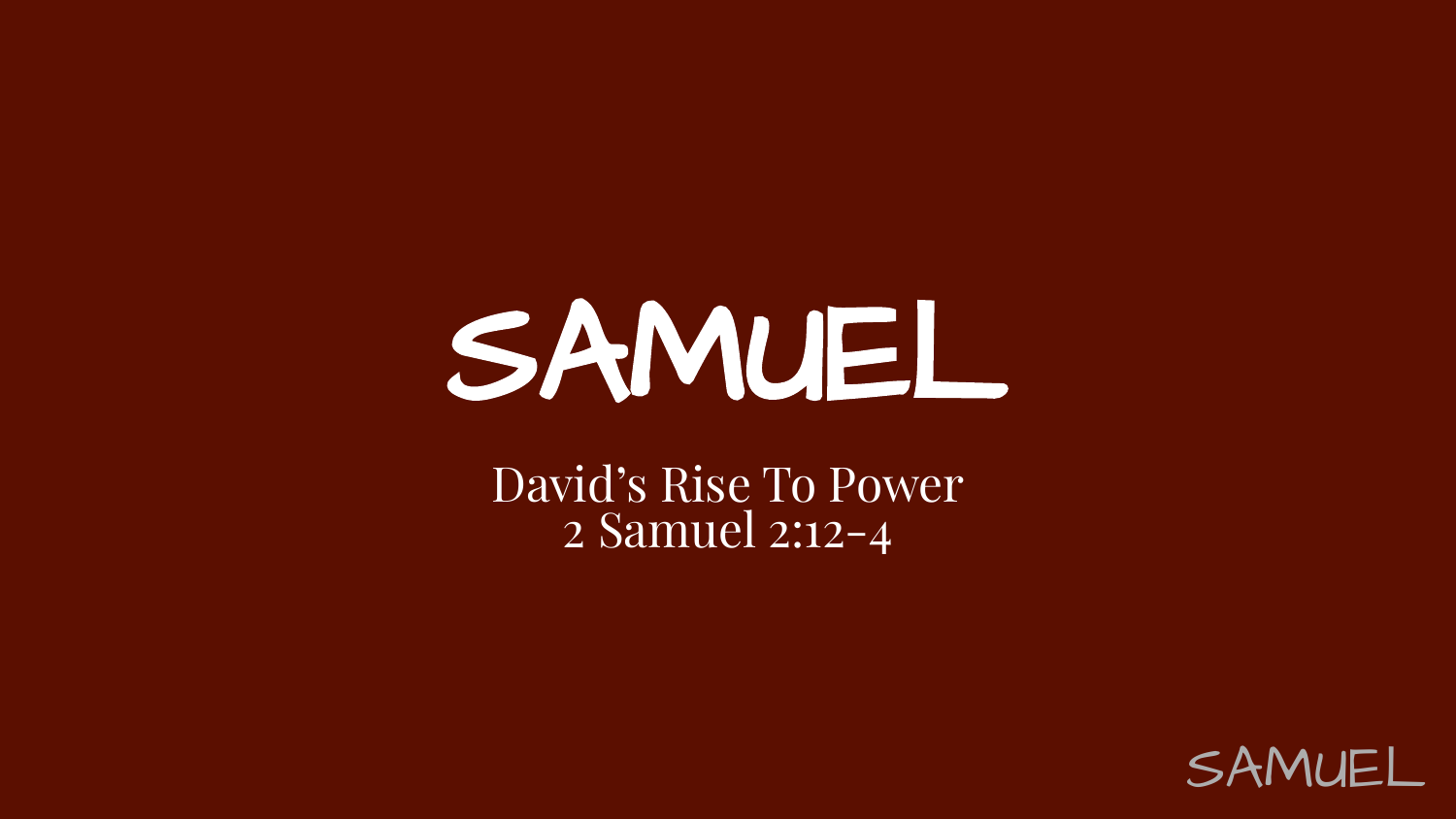# SAMUEL

David's Rise To Power
2 Samuel 2:12-4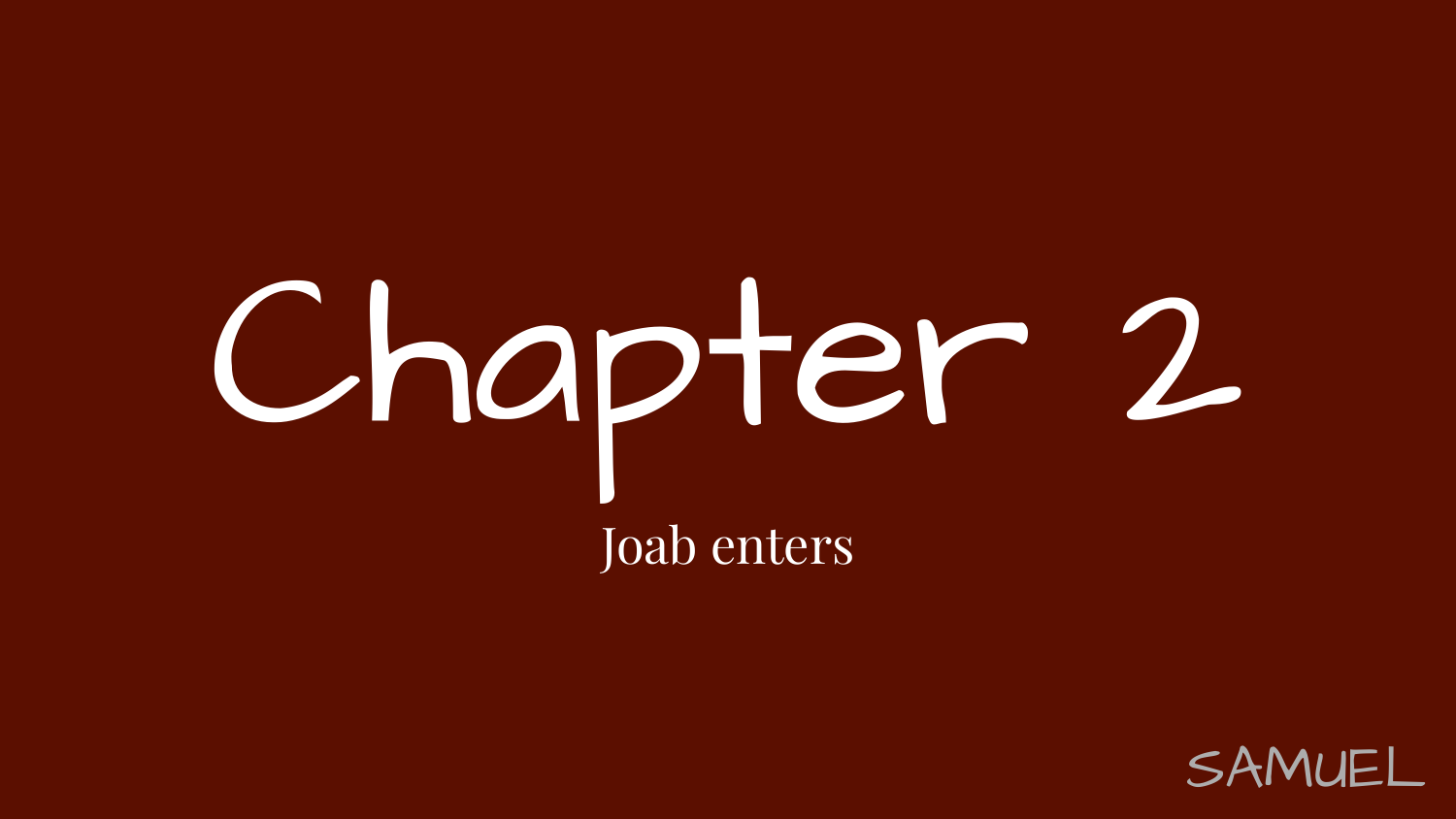# Chapter 2

Joab enters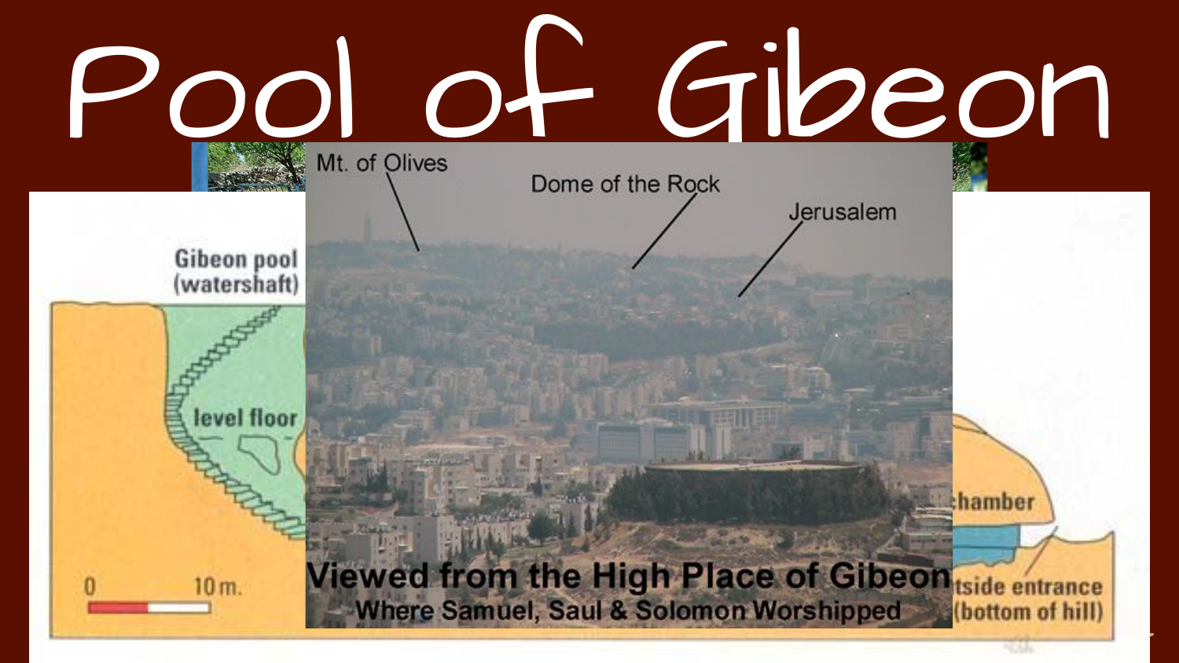# Pool of Gibeon

Gibeon pool (watershaft)

level floor

0 10 m.

Mt. of Olives

Dome of the Rock

Jerusalem

**Viewed from the High Place of Gibeon**

**Where Samuel, Saul & Solomon Worshipped**

chamber

tside entrance (bottom of hill)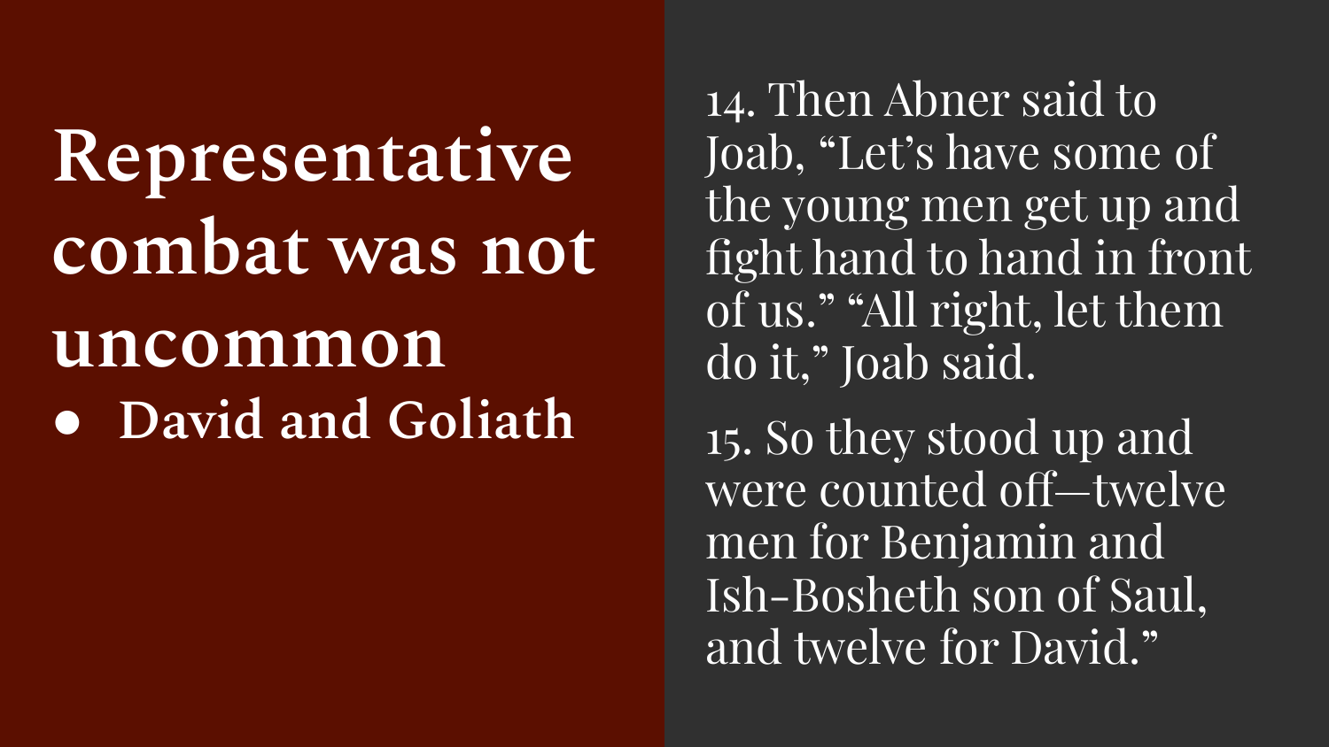# Representative combat was not uncommon

- David and Goliath

14. Then Abner said to Joab, “Let’s have some of the young men get up and fight hand to hand in front of us.” “All right, let them do it,” Joab said.

15. So they stood up and were counted off—twelve men for Benjamin and Ish-Bosheth son of Saul, and twelve for David.”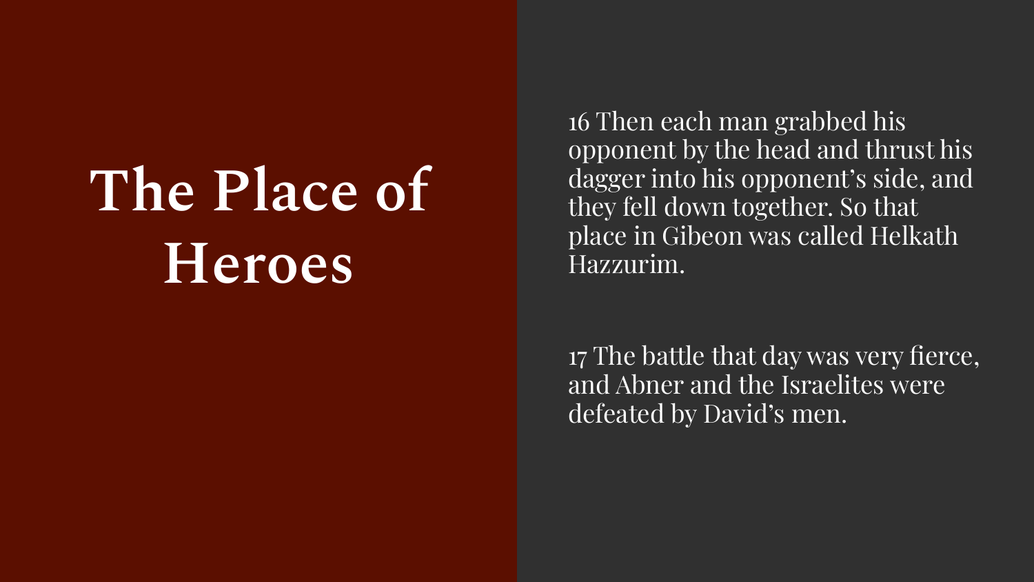# The Place of Heroes

16 Then each man grabbed his opponent by the head and thrust his dagger into his opponent's side, and they fell down together. So that place in Gibeon was called Helkath Hazzurim.

17 The battle that day was very fierce, and Abner and the Israelites were defeated by David's men.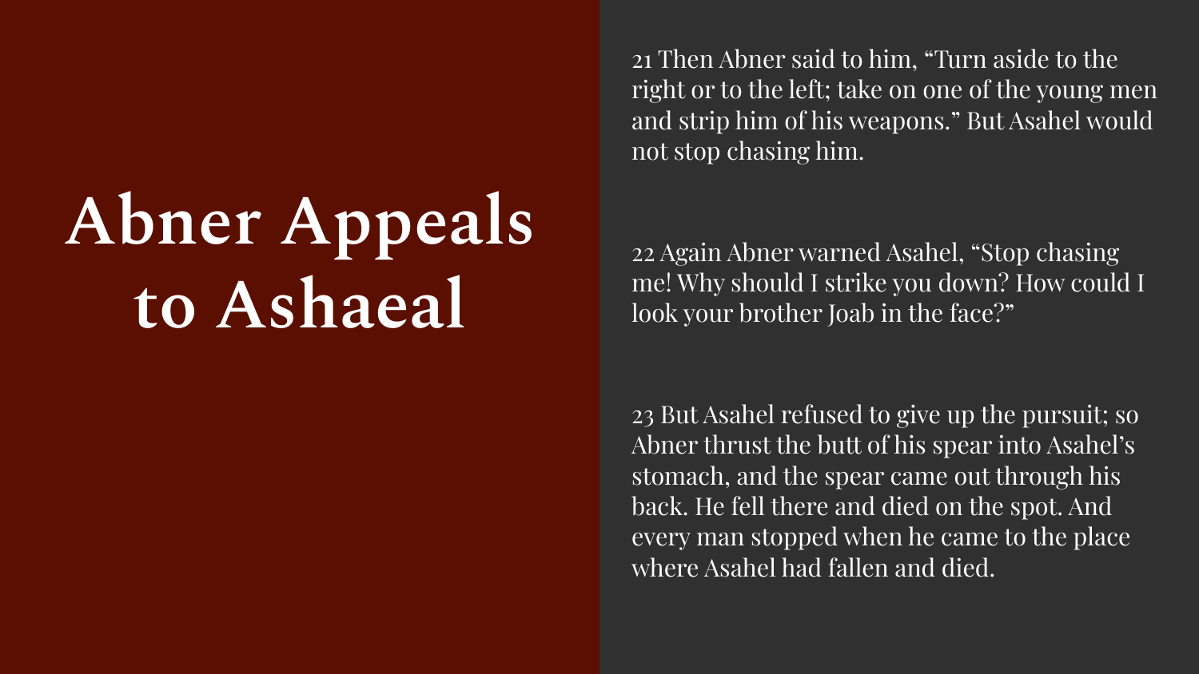# Abner Appeals to Ashaeal

21 Then Abner said to him, "Turn aside to the right or to the left; take on one of the young men and strip him of his weapons." But Asahel would not stop chasing him.

22 Again Abner warned Asahel, "Stop chasing me! Why should I strike you down? How could I look your brother Joab in the face?"

23 But Asahel refused to give up the pursuit; so Abner thrust the butt of his spear into Asahel's stomach, and the spear came out through his back. He fell there and died on the spot. And every man stopped when he came to the place where Asahel had fallen and died.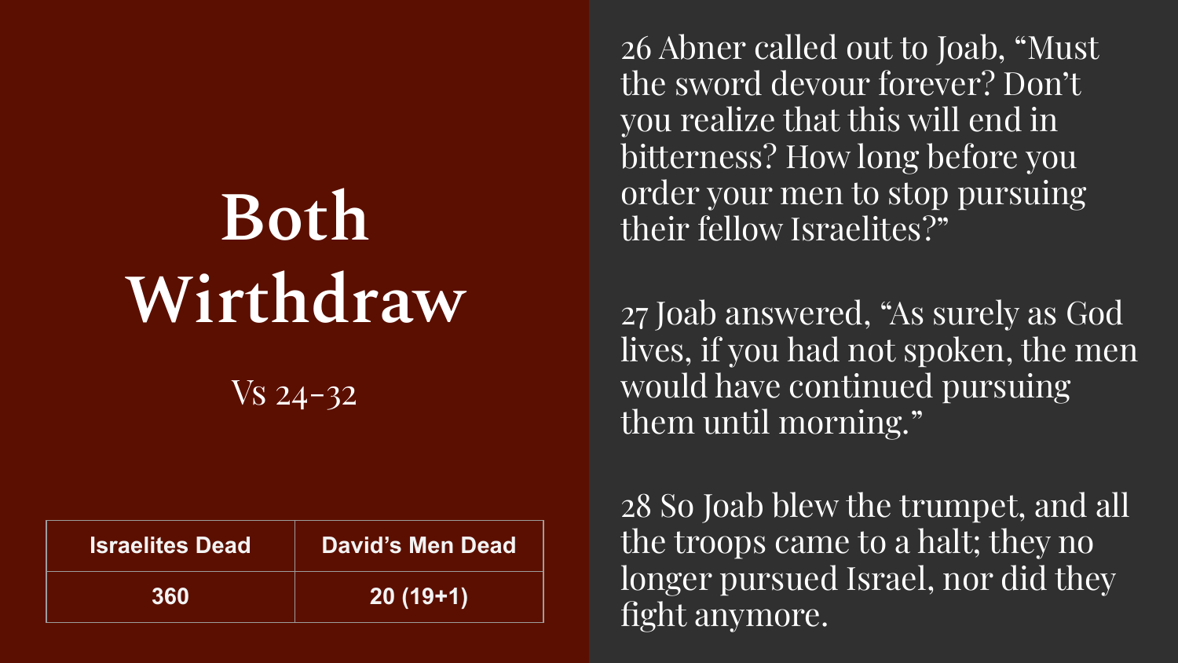# Both Wirthdraw

Vs 24-32

| Israelites Dead | David's Men Dead |
| --- | --- |
| 360 | 20 (19+1) |

26 Abner called out to Joab, "Must the sword devour forever? Don't you realize that this will end in bitterness? How long before you order your men to stop pursuing their fellow Israelites?"

27 Joab answered, "As surely as God lives, if you had not spoken, the men would have continued pursuing them until morning."

28 So Joab blew the trumpet, and all the troops came to a halt; they no longer pursued Israel, nor did they fight anymore.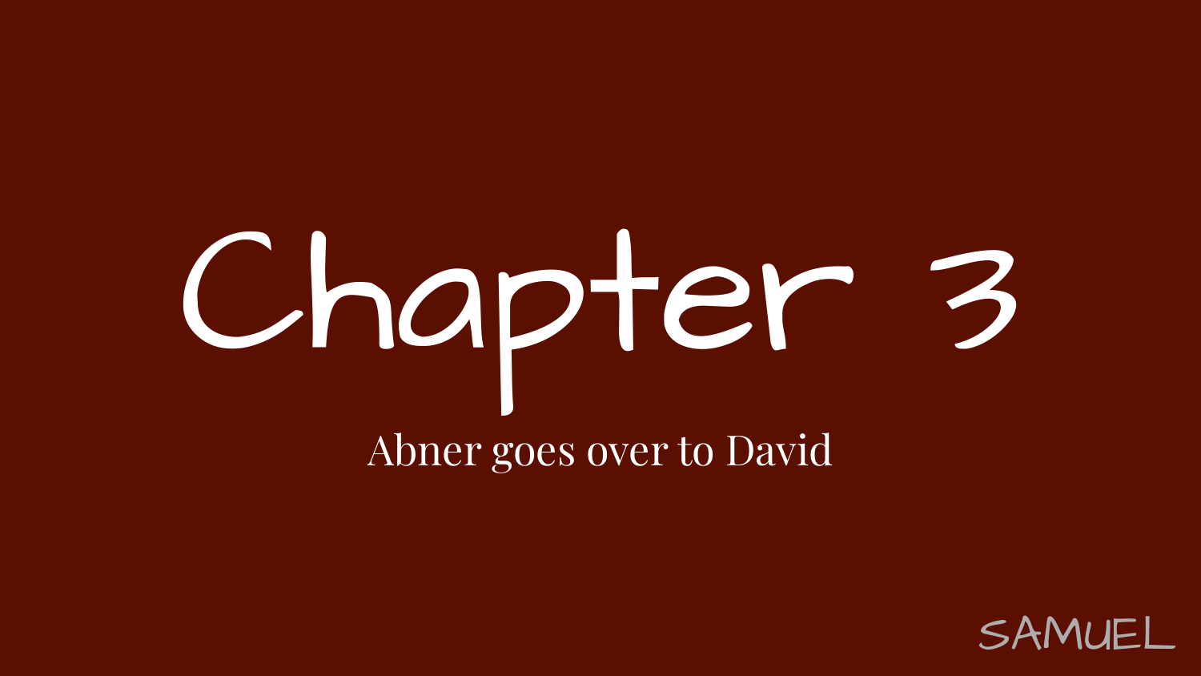# Chapter 3

Abner goes over to David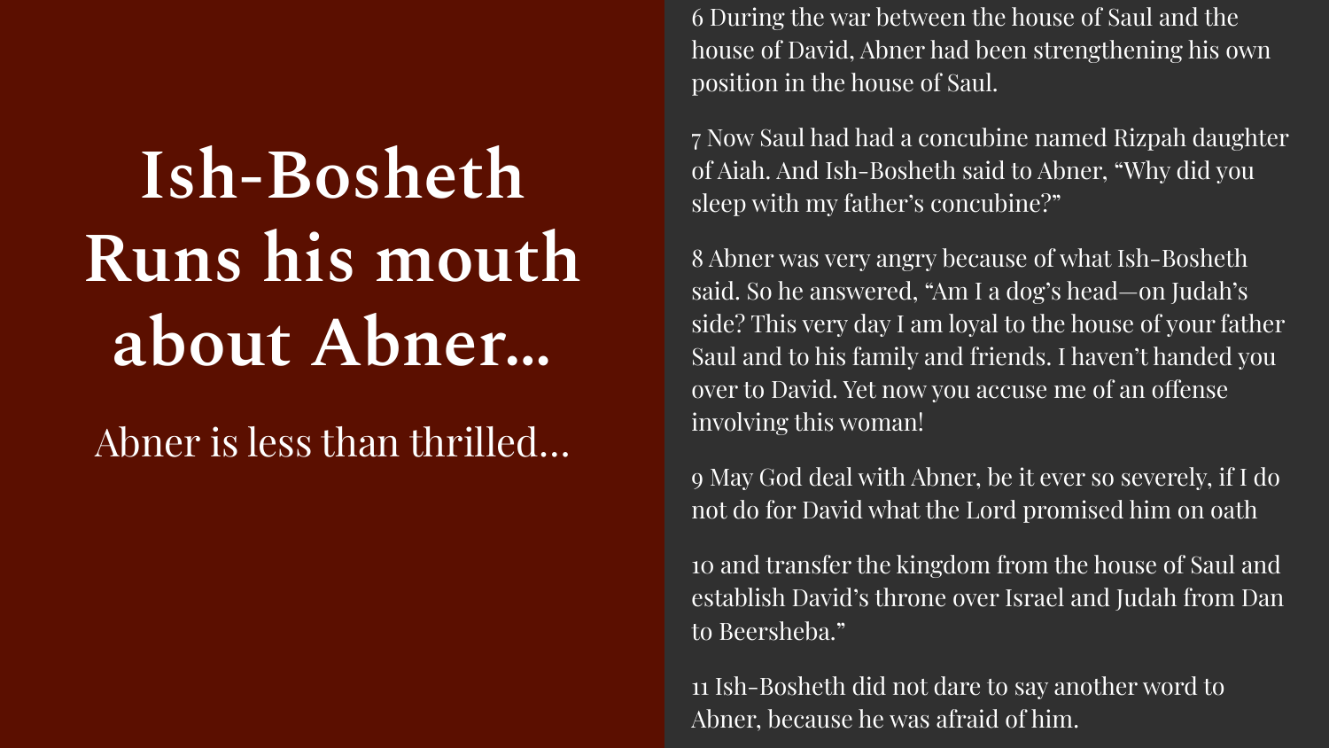# Ish-Bosheth Runs his mouth about Abner...

Abner is less than thrilled...

6 During the war between the house of Saul and the house of David, Abner had been strengthening his own position in the house of Saul.

7 Now Saul had had a concubine named Rizpah daughter of Aiah. And Ish-Bosheth said to Abner, "Why did you sleep with my father's concubine?"

8 Abner was very angry because of what Ish-Bosheth said. So he answered, "Am I a dog's head—on Judah's side? This very day I am loyal to the house of your father Saul and to his family and friends. I haven't handed you over to David. Yet now you accuse me of an offense involving this woman!

9 May God deal with Abner, be it ever so severely, if I do not do for David what the Lord promised him on oath

10 and transfer the kingdom from the house of Saul and establish David's throne over Israel and Judah from Dan to Beersheba."

11 Ish-Bosheth did not dare to say another word to Abner, because he was afraid of him.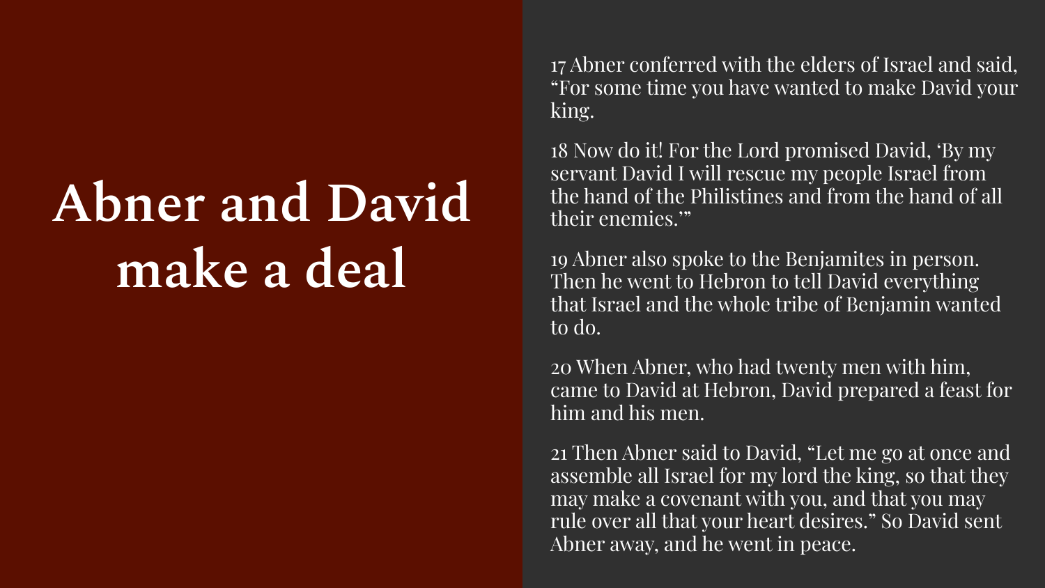# Abner and David make a deal

17 Abner conferred with the elders of Israel and said, “For some time you have wanted to make David your king.

18 Now do it! For the Lord promised David, ‘By my servant David I will rescue my people Israel from the hand of the Philistines and from the hand of all their enemies.’”

19 Abner also spoke to the Benjamites in person. Then he went to Hebron to tell David everything that Israel and the whole tribe of Benjamin wanted to do.

20 When Abner, who had twenty men with him, came to David at Hebron, David prepared a feast for him and his men.

21 Then Abner said to David, “Let me go at once and assemble all Israel for my lord the king, so that they may make a covenant with you, and that you may rule over all that your heart desires.” So David sent Abner away, and he went in peace.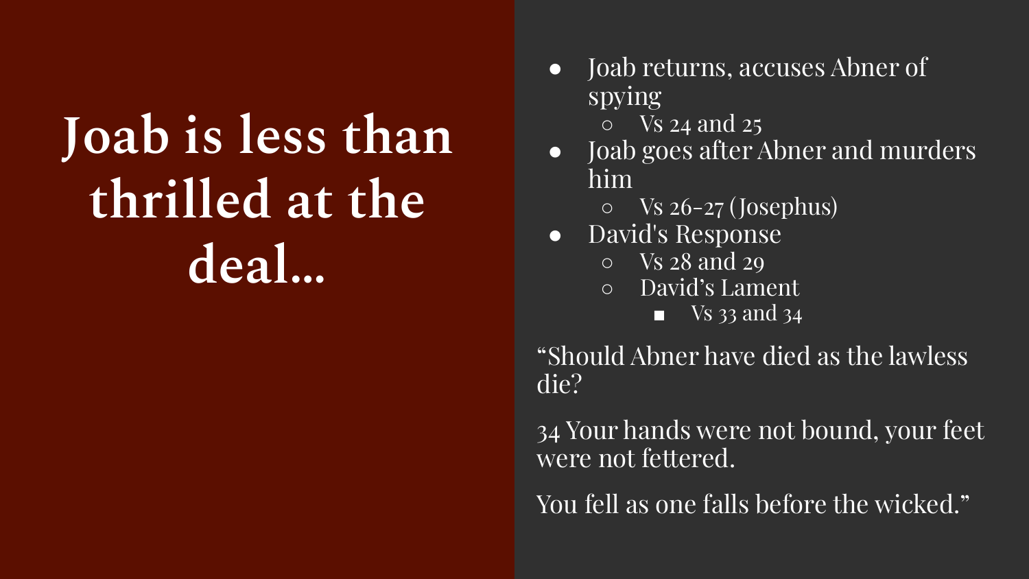# Joab is less than thrilled at the deal...

- Joab returns, accuses Abner of spying
  - Vs 24 and 25
- Joab goes after Abner and murders him
  - Vs 26-27 (Josephus)
- David's Response
  - Vs 28 and 29
  - David's Lament
    - Vs 33 and 34

"Should Abner have died as the lawless die?

34 Your hands were not bound, your feet were not fettered.

You fell as one falls before the wicked."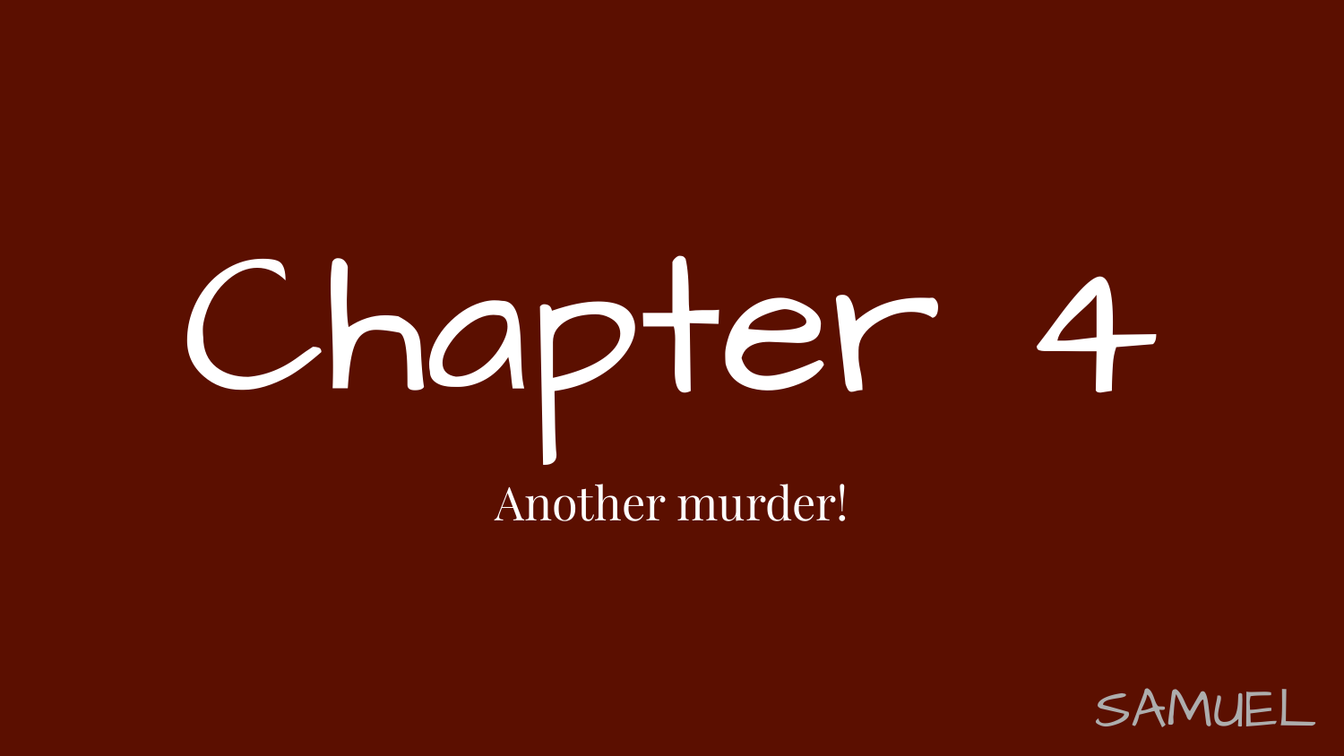# Chapter 4

Another murder!

SAMUEL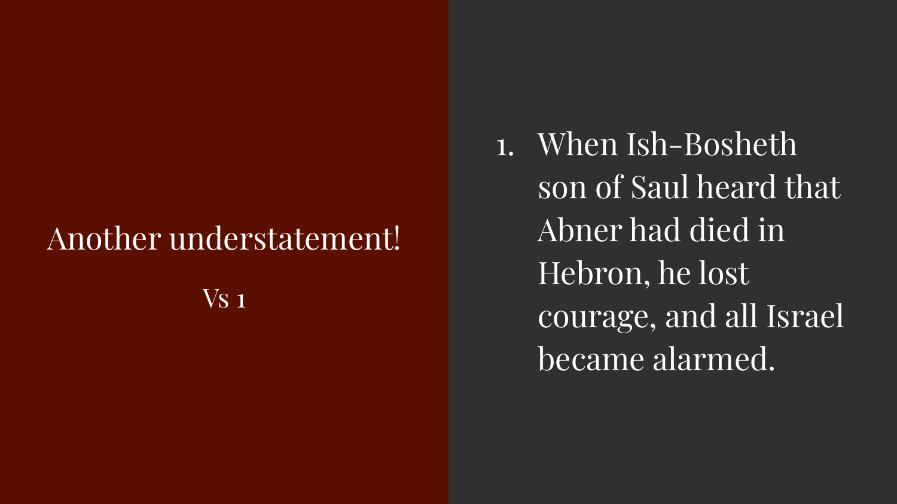## Another understatement!

Vs 1

1. When Ish-Bosheth son of Saul heard that Abner had died in Hebron, he lost courage, and all Israel became alarmed.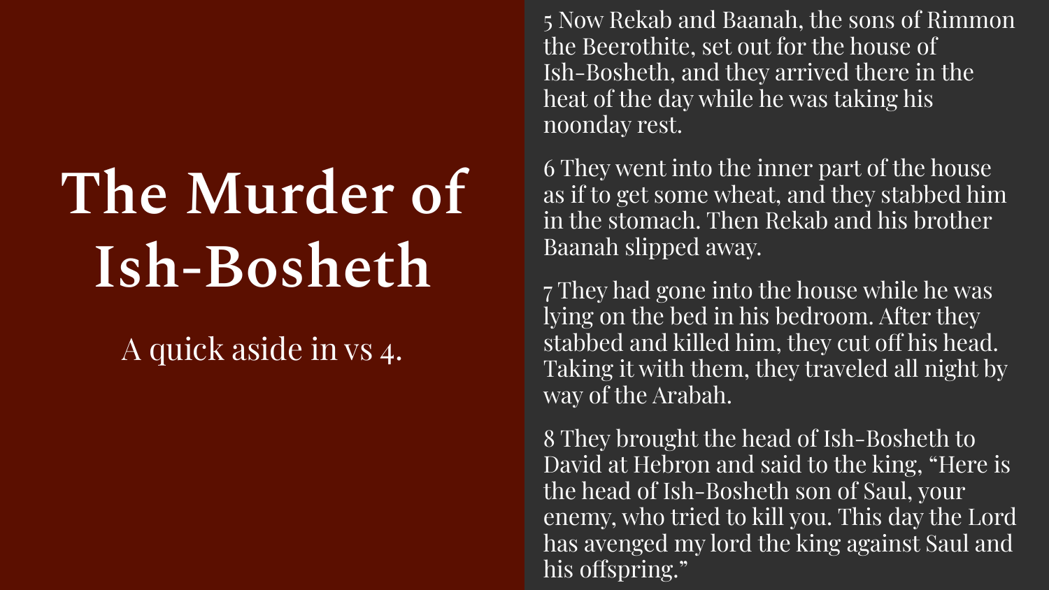# The Murder of Ish-Bosheth

A quick aside in vs 4.

5 Now Rekab and Baanah, the sons of Rimmon the Beerothite, set out for the house of Ish-Bosheth, and they arrived there in the heat of the day while he was taking his noonday rest.

6 They went into the inner part of the house as if to get some wheat, and they stabbed him in the stomach. Then Rekab and his brother Baanah slipped away.

7 They had gone into the house while he was lying on the bed in his bedroom. After they stabbed and killed him, they cut off his head. Taking it with them, they traveled all night by way of the Arabah.

8 They brought the head of Ish-Bosheth to David at Hebron and said to the king, "Here is the head of Ish-Bosheth son of Saul, your enemy, who tried to kill you. This day the Lord has avenged my lord the king against Saul and his offspring."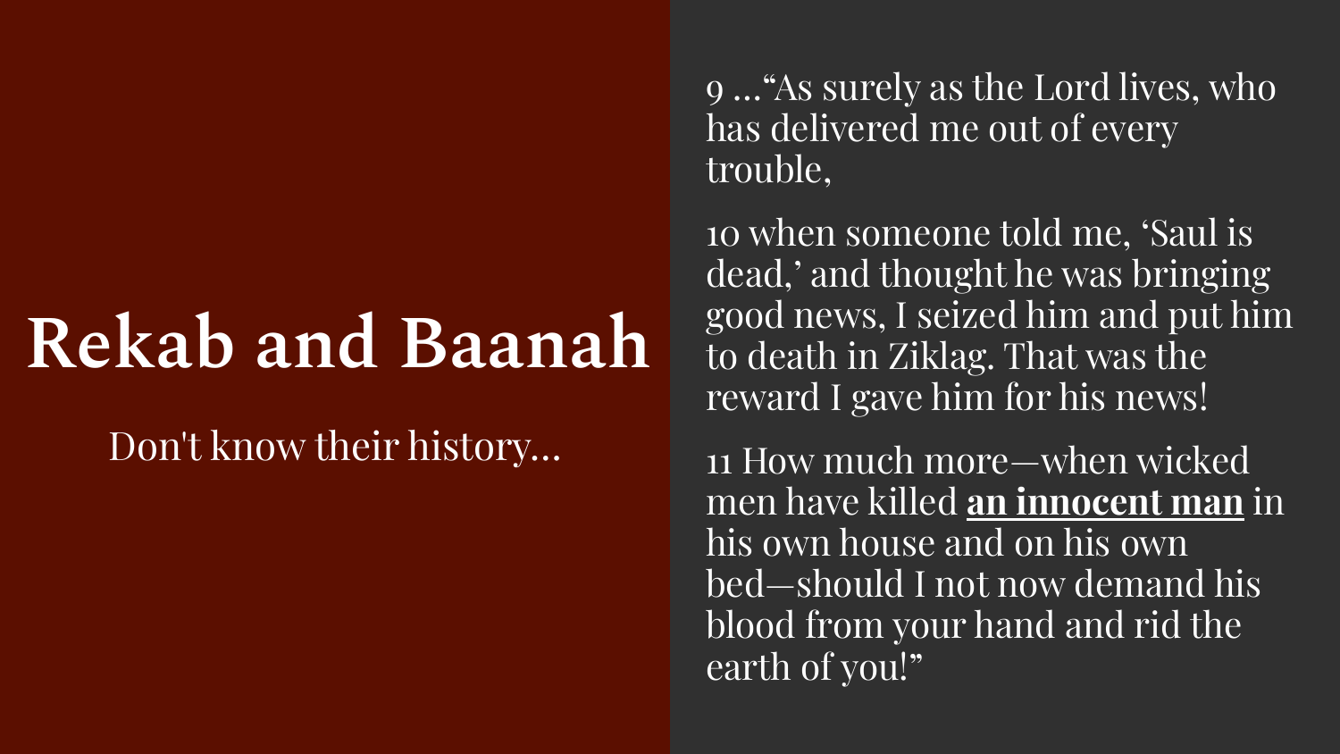# Rekab and Baanah

Don't know their history…

9 …"As surely as the Lord lives, who has delivered me out of every trouble,

10 when someone told me, 'Saul is dead,' and thought he was bringing good news, I seized him and put him to death in Ziklag. That was the reward I gave him for his news!

11 How much more—when wicked men have killed **an innocent man** in his own house and on his own bed—should I not now demand his blood from your hand and rid the earth of you!"